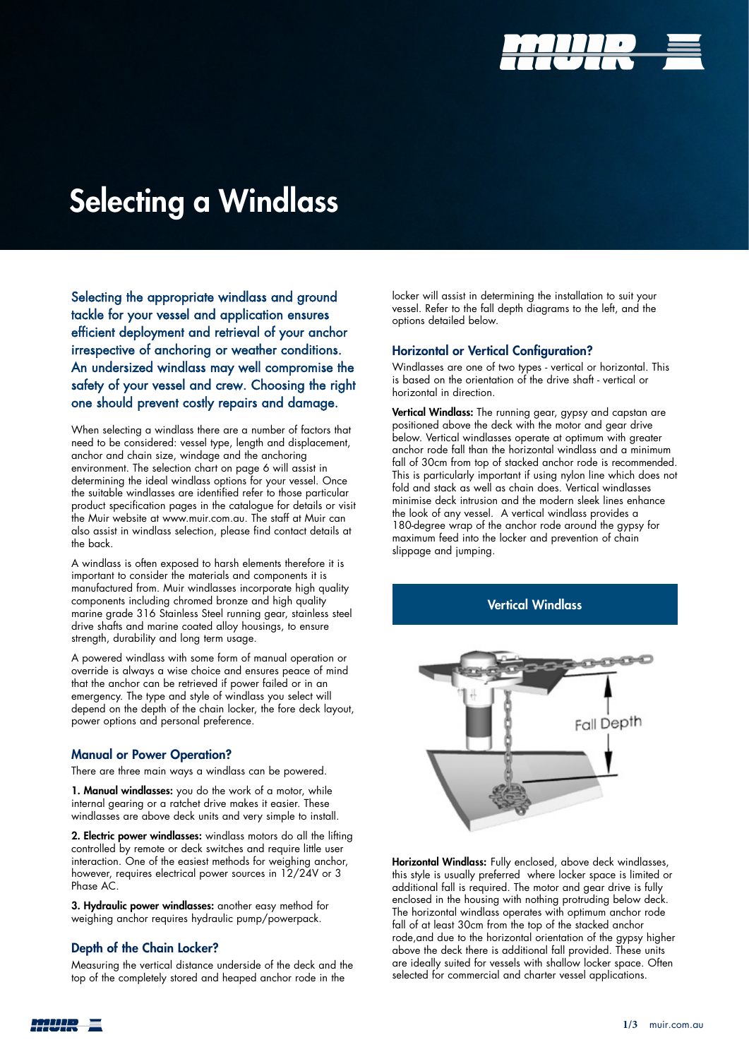# Selecting a Windlass

**Selecting the appropriate windlass and ground tackle for your vessel and application ensures efficient deployment and retrieval of your anchor irrespective of anchoring or weather conditions. An undersized windlass may well compromise the safety of your vessel and crew. Choosing the right one should prevent costly repairs and damage.**

When selecting a windlass there are a number of factors that need to be considered: vessel type, length and displacement, anchor and chain size, windage and the anchoring environment. The selection chart on page 6 will assist in determining the ideal windlass options for your vessel. Once the suitable windlasses are identified refer to those particular product specification pages in the catalogue for details or visit the Muir website at www.muir.com.au. The staff at Muir can also assist in windlass selection, please find contact details at the back.

A windlass is often exposed to harsh elements therefore it is important to consider the materials and components it is manufactured from. Muir windlasses incorporate high quality components including chromed bronze and high quality marine grade 316 Stainless Steel running gear, stainless steel drive shafts and marine coated alloy housings, to ensure strength, durability and long term usage.

A powered windlass with some form of manual operation or override is always a wise choice and ensures peace of mind that the anchor can be retrieved if power failed or in an emergency. The type and style of windlass you select will depend on the depth of the chain locker, the fore deck layout, power options and personal preference.

## Manual or Power Operation?

There are three main ways a windlass can be powered.

**1. Manual windlasses:** you do the work of a motor, while internal gearing or a ratchet drive makes it easier. These windlasses are above deck units and very simple to install.

**2. Electric power windlasses:** windlass motors do all the lifting controlled by remote or deck switches and require little user interaction. One of the easiest methods for weighing anchor, however, requires electrical power sources in 12/24V or 3 Phase AC.

**3. Hydraulic power windlasses:** another easy method for weighing anchor requires hydraulic pump/powerpack.

## Depth of the Chain Locker?

Measuring the vertical distance underside of the deck and the top of the completely stored and heaped anchor rode in the locker will assist in determining the installation to suit your vessel. Refer to the fall depth diagrams to the left, and the options detailed below.

## Horizontal or Vertical Configuration?

Windlasses are one of two types - vertical or horizontal. This is based on the orientation of the drive shaft - vertical or horizontal in direction.

**Vertical Windlass:** The running gear, gypsy and capstan are positioned above the deck with the motor and gear drive below. Vertical windlasses operate at optimum with greater anchor rode fall than the horizontal windlass and a minimum fall of 30cm from top of stacked anchor rode is recommended. This is particularly important if using nylon line which does not fold and stack as well as chain does. Vertical windlasses minimise deck intrusion and the modern sleek lines enhance the look of any vessel. A vertical windlass provides a 180-degree wrap of the anchor rode around the gypsy for maximum feed into the locker and prevention of chain slippage and jumping.

**Vertical Windlass**

Fall Depth

**Horizontal Windlass:** Fully enclosed, above deck windlasses, this style is usually preferred where locker space is limited or additional fall is required. The motor and gear drive is fully enclosed in the housing with nothing protruding below deck. The horizontal windlass operates with optimum anchor rode fall of at least 30cm from the top of the stacked anchor rode,and due to the horizontal orientation of the gypsy higher above the deck there is additional fall provided. These units are ideally suited for vessels with shallow locker space. Often selected for commercial and charter vessel applications.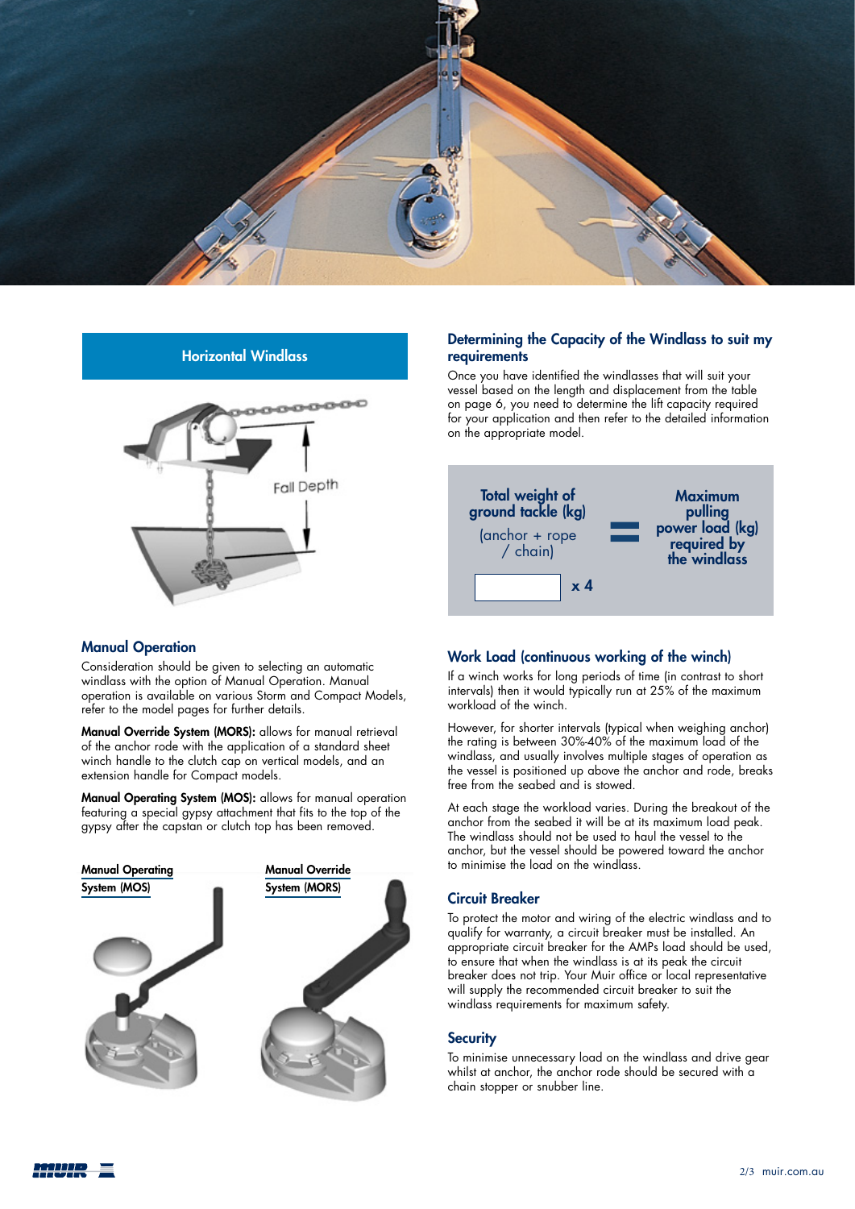## Horizontal Windlass

Fall Depth

### Manual Operation

Consideration should be given to selecting an automatic windlass with the option of Manual Operation. Manual operation is available on various Storm and Compact Models, refer to the model pages for further details.

**Manual Override System (MORS):** allows for manual retrieval of the anchor rode with the application of a standard sheet winch handle to the clutch cap on vertical models, and an extension handle for Compact models.

**Manual Operating System (MOS):** allows for manual operation featuring a special gypsy attachment that fits to the top of the gypsy after the capstan or clutch top has been removed.

Manual Operating System (MOS)

Manual Override System (MORS)

### Determining the Capacity of the Windlass to suit my requirements

Once you have identified the windlasses that will suit your vessel based on the length and displacement from the table on page 6, you need to determine the lift capacity required for your application and then refer to the detailed information on the appropriate model.

**Total weight of ground tackle (kg)** (anchor + rope / chain) ______ x 4 = **Maximum pulling power load (kg) required by the windlass**

### Work Load (continuous working of the winch)

If a winch works for long periods of time (in contrast to short intervals) then it would typically run at 25% of the maximum workload of the winch.

However, for shorter intervals (typical when weighing anchor) the rating is between 30%-40% of the maximum load of the windlass, and usually involves multiple stages of operation as the vessel is positioned up above the anchor and rode, breaks free from the seabed and is stowed.

At each stage the workload varies. During the breakout of the anchor from the seabed it will be at its maximum load peak. The windlass should not be used to haul the vessel to the anchor, but the vessel should be powered toward the anchor to minimise the load on the windlass.

### Circuit Breaker

To protect the motor and wiring of the electric windlass and to qualify for warranty, a circuit breaker must be installed. An appropriate circuit breaker for the AMPs load should be used, to ensure that when the windlass is at its peak the circuit breaker does not trip. Your Muir office or local representative will supply the recommended circuit breaker to suit the windlass requirements for maximum safety.

### Security

To minimise unnecessary load on the windlass and drive gear whilst at anchor, the anchor rode should be secured with a chain stopper or snubber line.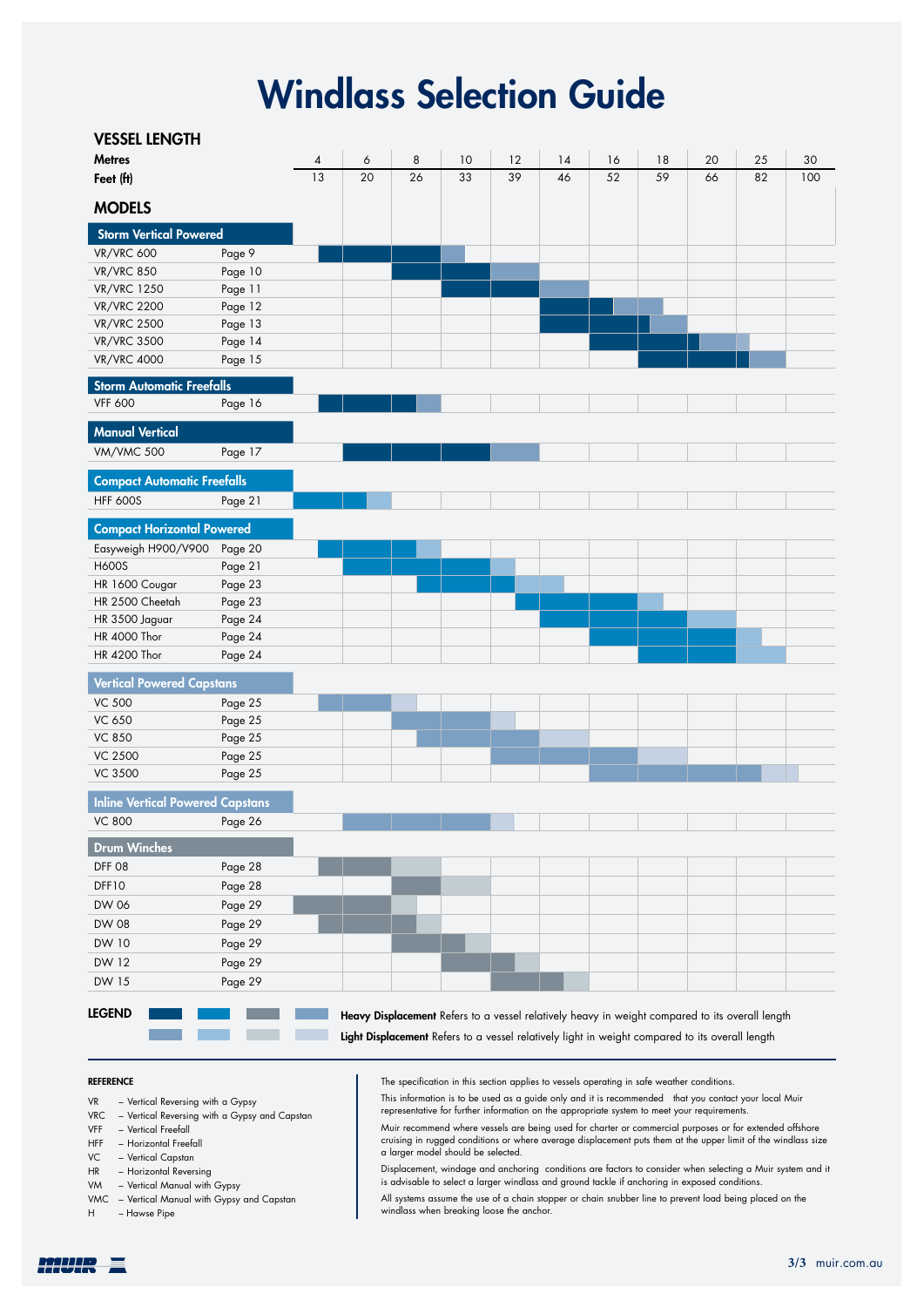# Windlass Selection Guide

## VESSEL LENGTH

Metres: 4, 6, 8, 10, 12, 14, 16, 18, 20, 25, 30

Feet (ft): 13, 20, 26, 33, 39, 46, 52, 59, 66, 82, 100

## MODELS

### Storm Vertical Powered

| Model | Page |
| --- | --- |
| VR/VRC 600 | Page 9 |
| VR/VRC 850 | Page 10 |
| VR/VRC 1250 | Page 11 |
| VR/VRC 2200 | Page 12 |
| VR/VRC 2500 | Page 13 |
| VR/VRC 3500 | Page 14 |
| VR/VRC 4000 | Page 15 |

### Storm Automatic Freefalls

| Model | Page |
| --- | --- |
| VFF 600 | Page 16 |

### Manual Vertical

| Model | Page |
| --- | --- |
| VM/VMC 500 | Page 17 |

### Compact Automatic Freefalls

| Model | Page |
| --- | --- |
| HFF 600S | Page 21 |

### Compact Horizontal Powered

| Model | Page |
| --- | --- |
| Easyweigh H900/V900 | Page 20 |
| H600S | Page 21 |
| HR 1600 Cougar | Page 23 |
| HR 2500 Cheetah | Page 23 |
| HR 3500 Jaguar | Page 24 |
| HR 4000 Thor | Page 24 |
| HR 4200 Thor | Page 24 |

### Vertical Powered Capstans

| Model | Page |
| --- | --- |
| VC 500 | Page 25 |
| VC 650 | Page 25 |
| VC 850 | Page 25 |
| VC 2500 | Page 25 |
| VC 3500 | Page 25 |

### Inline Vertical Powered Capstans

| Model | Page |
| --- | --- |
| VC 800 | Page 26 |

### Drum Winches

| Model | Page |
| --- | --- |
| DFF 08 | Page 28 |
| DFF10 | Page 28 |
| DW 06 | Page 29 |
| DW 08 | Page 29 |
| DW 10 | Page 29 |
| DW 12 | Page 29 |
| DW 15 | Page 29 |

**LEGEND**

**Heavy Displacement** Refers to a vessel relatively heavy in weight compared to its overall length

**Light Displacement** Refers to a vessel relatively light in weight compared to its overall length

**REFERENCE**

- VR – Vertical Reversing with a Gypsy
- VRC – Vertical Reversing with a Gypsy and Capstan
- VFF – Vertical Freefall
- HFF – Horizontal Freefall
- VC – Vertical Capstan
- HR – Horizontal Reversing
- VM – Vertical Manual with Gypsy
- VMC – Vertical Manual with Gypsy and Capstan
- H – Hawse Pipe

The specification in this section applies to vessels operating in safe weather conditions.

This information is to be used as a guide only and it is recommended that you contact your local Muir representative for further information on the appropriate system to meet your requirements.

Muir recommend where vessels are being used for charter or commercial purposes or for extended offshore cruising in rugged conditions or where average displacement puts them at the upper limit of the windlass size a larger model should be selected.

Displacement, windage and anchoring conditions are factors to consider when selecting a Muir system and it is advisable to select a larger windlass and ground tackle if anchoring in exposed conditions.

All systems assume the use of a chain stopper or chain snubber line to prevent load being placed on the windlass when breaking loose the anchor.

muir.com.au